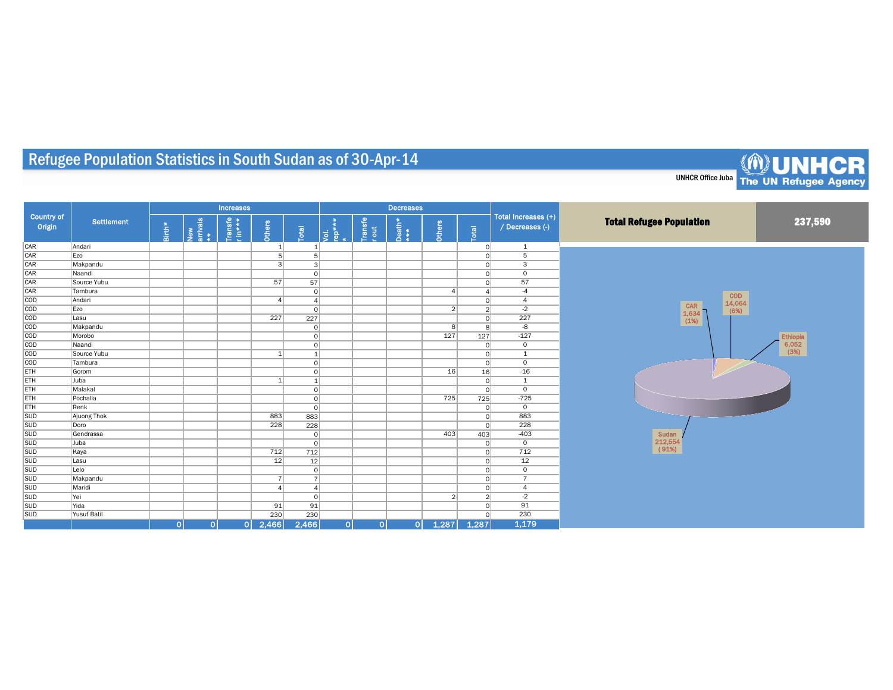# Refugee Population Statistics in South Sudan as of 30-Apr-14

UNHCR Office Juba

UNHCR The UN Refugee Agency

| Country of Origin | Settlement | Increases | | | | | Decreases | | | | | Total Increases (+) / Decreases (-) |
|---|---|---|---|---|---|---|---|---|---|---|---|---|
| | | Birth* | New arrivals ** | Transfer in*** | Others | Total | Vol. rep**** | Transfer out | Death***** | Others | Total | |
| CAR | Andari | | | | 1 | 1 | | | | | 0 | 1 |
| CAR | Ezo | | | | 5 | 5 | | | | | 0 | 5 |
| CAR | Makpandu | | | | 3 | 3 | | | | | 0 | 3 |
| CAR | Naandi | | | | | 0 | | | | | 0 | 0 |
| CAR | Source Yubu | | | | 57 | 57 | | | | | 0 | 57 |
| CAR | Tambura | | | | | 0 | | | | 4 | 4 | -4 |
| COD | Andari | | | | 4 | 4 | | | | | 0 | 4 |
| COD | Ezo | | | | | 0 | | | | 2 | 2 | -2 |
| COD | Lasu | | | | 227 | 227 | | | | | 0 | 227 |
| COD | Makpandu | | | | | 0 | | | | 8 | 8 | -8 |
| COD | Morobo | | | | | 0 | | | | 127 | 127 | -127 |
| COD | Naandi | | | | | 0 | | | | | 0 | 0 |
| COD | Source Yubu | | | | 1 | 1 | | | | | 0 | 1 |
| COD | Tambura | | | | | 0 | | | | | 0 | 0 |
| ETH | Gorom | | | | | 0 | | | | 16 | 16 | -16 |
| ETH | Juba | | | | 1 | 1 | | | | | 0 | 1 |
| ETH | Malakal | | | | | 0 | | | | | 0 | 0 |
| ETH | Pochalla | | | | | 0 | | | | 725 | 725 | -725 |
| ETH | Renk | | | | | 0 | | | | | 0 | 0 |
| SUD | Ajuong Thok | | | | 883 | 883 | | | | | 0 | 883 |
| SUD | Doro | | | | 228 | 228 | | | | | 0 | 228 |
| SUD | Gendrassa | | | | | 0 | | | | 403 | 403 | -403 |
| SUD | Juba | | | | | 0 | | | | | 0 | 0 |
| SUD | Kaya | | | | 712 | 712 | | | | | 0 | 712 |
| SUD | Lasu | | | | 12 | 12 | | | | | 0 | 12 |
| SUD | Lelo | | | | | 0 | | | | | 0 | 0 |
| SUD | Makpandu | | | | 7 | 7 | | | | | 0 | 7 |
| SUD | Maridi | | | | 4 | 4 | | | | | 0 | 4 |
| SUD | Yei | | | | | 0 | | | | 2 | 2 | -2 |
| SUD | Yida | | | | 91 | 91 | | | | | 0 | 91 |
| SUD | Yusuf Batil | | | | 230 | 230 | | | | | 0 | 230 |
| | | 0 | 0 | 0 | 2,466 | 2,466 | 0 | 0 | 0 | 1,287 | 1,287 | 1,179 |

| Total Refugee Population | 237,590 |
|---|---|

CAR 1,634 (1%)

COD 14,064 (6%)

Ethiopia 6,052 (3%)

Sudan 212,554 (91%)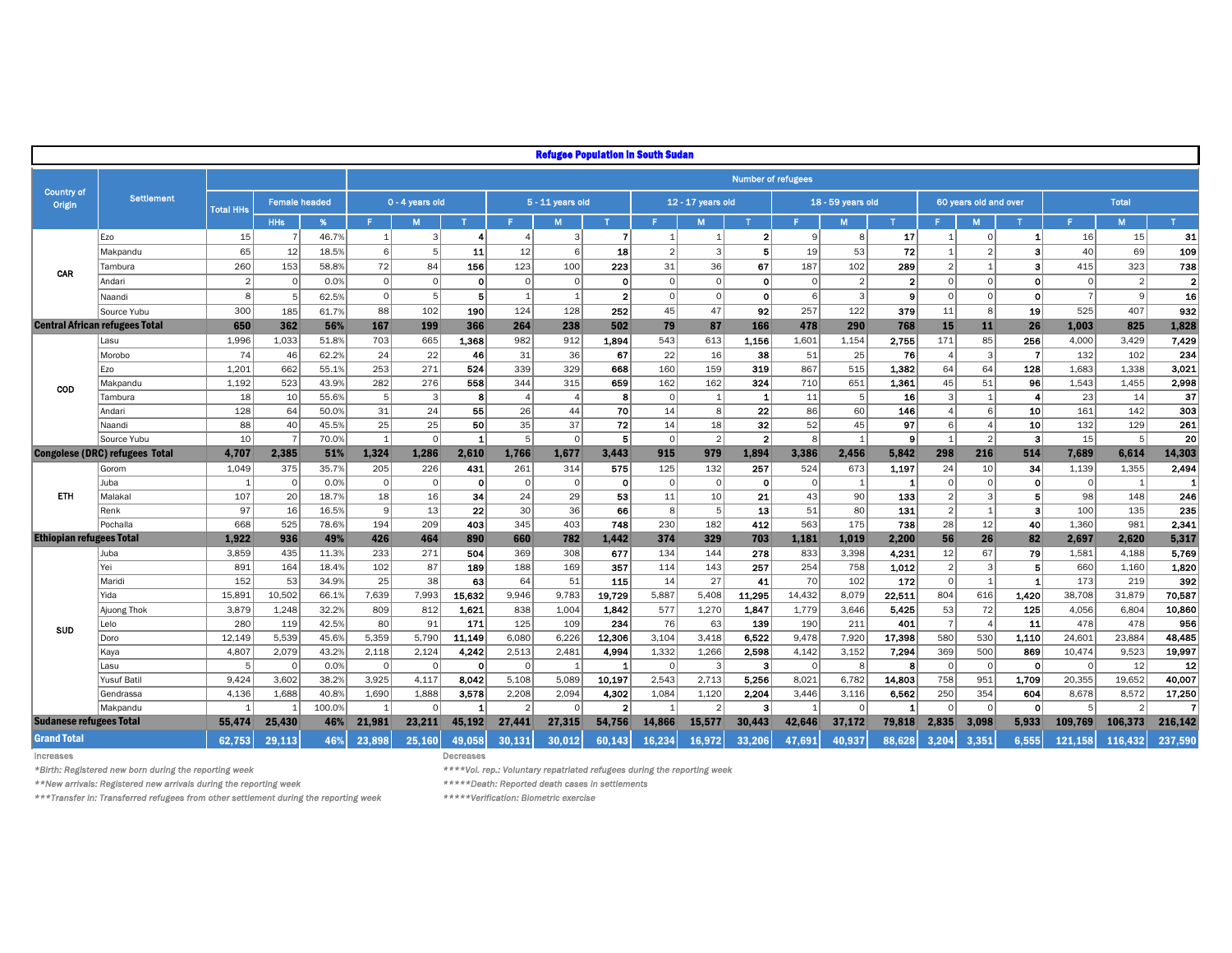## Refugee Population in South Sudan

| Country of Origin | Settlement | Total HHs | Female headed | | Number of refugees | | | | | | | | | | | | | | | | | |
|---|---|---|---|---|---|---|---|---|---|---|---|---|---|---|---|---|---|---|---|---|---|---|
| | | | | | 0 - 4 years old | | | 5 - 11 years old | | | 12 - 17 years old | | | 18 - 59 years old | | | 60 years old and over | | | Total | | |
| | | | HHs | % | F | M | T | F | M | T | F | M | T | F | M | T | F | M | T | F | M | T |
| CAR | Ezo | 15 | 7 | 46.7% | 1 | 3 | **4** | 4 | 3 | **7** | 1 | 1 | **2** | 9 | 8 | **17** | 1 | 0 | **1** | 16 | 15 | **31** |
| | Makpandu | 65 | 12 | 18.5% | 6 | 5 | **11** | 12 | 6 | **18** | 2 | 3 | **5** | 19 | 53 | **72** | 1 | 2 | **3** | 40 | 69 | **109** |
| | Tambura | 260 | 153 | 58.8% | 72 | 84 | **156** | 123 | 100 | **223** | 31 | 36 | **67** | 187 | 102 | **289** | 2 | 1 | **3** | 415 | 323 | **738** |
| | Andari | 2 | 0 | 0.0% | 0 | 0 | **0** | 0 | 0 | **0** | 0 | 0 | **0** | 0 | 2 | **2** | 0 | 0 | **0** | 0 | 2 | **2** |
| | Naandi | 8 | 5 | 62.5% | 0 | 5 | **5** | 1 | 1 | **2** | 0 | 0 | **0** | 6 | 3 | **9** | 0 | 0 | **0** | 7 | 9 | **16** |
| | Source Yubu | 300 | 185 | 61.7% | 88 | 102 | **190** | 124 | 128 | **252** | 45 | 47 | **92** | 257 | 122 | **379** | 11 | 8 | **19** | 525 | 407 | **932** |
| **Central African refugees Total** | | **650** | **362** | **56%** | **167** | **199** | **366** | **264** | **238** | **502** | **79** | **87** | **166** | **478** | **290** | **768** | **15** | **11** | **26** | **1,003** | **825** | **1,828** |
| COD | Lasu | 1,996 | 1,033 | 51.8% | 703 | 665 | **1,368** | 982 | 912 | **1,894** | 543 | 613 | **1,156** | 1,601 | 1,154 | **2,755** | 171 | 85 | **256** | 4,000 | 3,429 | **7,429** |
| | Morobo | 74 | 46 | 62.2% | 24 | 22 | **46** | 31 | 36 | **67** | 22 | 16 | **38** | 51 | 25 | **76** | 4 | 3 | **7** | 132 | 102 | **234** |
| | Ezo | 1,201 | 662 | 55.1% | 253 | 271 | **524** | 339 | 329 | **668** | 160 | 159 | **319** | 867 | 515 | **1,382** | 64 | 64 | **128** | 1,683 | 1,338 | **3,021** |
| | Makpandu | 1,192 | 523 | 43.9% | 282 | 276 | **558** | 344 | 315 | **659** | 162 | 162 | **324** | 710 | 651 | **1,361** | 45 | 51 | **96** | 1,543 | 1,455 | **2,998** |
| | Tambura | 18 | 10 | 55.6% | 5 | 3 | **8** | 4 | 4 | **8** | 0 | 1 | **1** | 11 | 5 | **16** | 3 | 1 | **4** | 23 | 14 | **37** |
| | Andari | 128 | 64 | 50.0% | 31 | 24 | **55** | 26 | 44 | **70** | 14 | 8 | **22** | 86 | 60 | **146** | 4 | 6 | **10** | 161 | 142 | **303** |
| | Naandi | 88 | 40 | 45.5% | 25 | 25 | **50** | 35 | 37 | **72** | 14 | 18 | **32** | 52 | 45 | **97** | 6 | 4 | **10** | 132 | 129 | **261** |
| | Source Yubu | 10 | 7 | 70.0% | 1 | 0 | **1** | 5 | 0 | **5** | 0 | 2 | **2** | 8 | 1 | **9** | 1 | 2 | **3** | 15 | 5 | **20** |
| **Congolese (DRC) refugees Total** | | **4,707** | **2,385** | **51%** | **1,324** | **1,286** | **2,610** | **1,766** | **1,677** | **3,443** | **915** | **979** | **1,894** | **3,386** | **2,456** | **5,842** | **298** | **216** | **514** | **7,689** | **6,614** | **14,303** |
| ETH | Gorom | 1,049 | 375 | 35.7% | 205 | 226 | **431** | 261 | 314 | **575** | 125 | 132 | **257** | 524 | 673 | **1,197** | 24 | 10 | **34** | 1,139 | 1,355 | **2,494** |
| | Juba | 1 | 0 | 0.0% | 0 | 0 | **0** | 0 | 0 | **0** | 0 | 0 | **0** | 0 | 1 | **1** | 0 | 0 | **0** | 0 | 1 | **1** |
| | Malakal | 107 | 20 | 18.7% | 18 | 16 | **34** | 24 | 29 | **53** | 11 | 10 | **21** | 43 | 90 | **133** | 2 | 3 | **5** | 98 | 148 | **246** |
| | Renk | 97 | 16 | 16.5% | 9 | 13 | **22** | 30 | 36 | **66** | 8 | 5 | **13** | 51 | 80 | **131** | 2 | 1 | **3** | 100 | 135 | **235** |
| | Pochalla | 668 | 525 | 78.6% | 194 | 209 | **403** | 345 | 403 | **748** | 230 | 182 | **412** | 563 | 175 | **738** | 28 | 12 | **40** | 1,360 | 981 | **2,341** |
| **Ethiopian refugees Total** | | **1,922** | **936** | **49%** | **426** | **464** | **890** | **660** | **782** | **1,442** | **374** | **329** | **703** | **1,181** | **1,019** | **2,200** | **56** | **26** | **82** | **2,697** | **2,620** | **5,317** |
| SUD | Juba | 3,859 | 435 | 11.3% | 233 | 271 | **504** | 369 | 308 | **677** | 134 | 144 | **278** | 833 | 3,398 | **4,231** | 12 | 67 | **79** | 1,581 | 4,188 | **5,769** |
| | Yei | 891 | 164 | 18.4% | 102 | 87 | **189** | 188 | 169 | **357** | 114 | 143 | **257** | 254 | 758 | **1,012** | 2 | 3 | **5** | 660 | 1,160 | **1,820** |
| | Maridi | 152 | 53 | 34.9% | 25 | 38 | **63** | 64 | 51 | **115** | 14 | 27 | **41** | 70 | 102 | **172** | 0 | 1 | **1** | 173 | 219 | **392** |
| | Yida | 15,891 | 10,502 | 66.1% | 7,639 | 7,993 | **15,632** | 9,946 | 9,783 | **19,729** | 5,887 | 5,408 | **11,295** | 14,432 | 8,079 | **22,511** | 804 | 616 | **1,420** | 38,708 | 31,879 | **70,587** |
| | Ajuong Thok | 3,879 | 1,248 | 32.2% | 809 | 812 | **1,621** | 838 | 1,004 | **1,842** | 577 | 1,270 | **1,847** | 1,779 | 3,646 | **5,425** | 53 | 72 | **125** | 4,056 | 6,804 | **10,860** |
| | Lelo | 280 | 119 | 42.5% | 80 | 91 | **171** | 125 | 109 | **234** | 76 | 63 | **139** | 190 | 211 | **401** | 7 | 4 | **11** | 478 | 478 | **956** |
| | Doro | 12,149 | 5,539 | 45.6% | 5,359 | 5,790 | **11,149** | 6,080 | 6,226 | **12,306** | 3,104 | 3,418 | **6,522** | 9,478 | 7,920 | **17,398** | 580 | 530 | **1,110** | 24,601 | 23,884 | **48,485** |
| | Kaya | 4,807 | 2,079 | 43.2% | 2,118 | 2,124 | **4,242** | 2,513 | 2,481 | **4,994** | 1,332 | 1,266 | **2,598** | 4,142 | 3,152 | **7,294** | 369 | 500 | **869** | 10,474 | 9,523 | **19,997** |
| | Lasu | 5 | 0 | 0.0% | 0 | 0 | **0** | 0 | 1 | **1** | 0 | 3 | **3** | 0 | 8 | **8** | 0 | 0 | **0** | 0 | 12 | **12** |
| | Yusuf Batil | 9,424 | 3,602 | 38.2% | 3,925 | 4,117 | **8,042** | 5,108 | 5,089 | **10,197** | 2,543 | 2,713 | **5,256** | 8,021 | 6,782 | **14,803** | 758 | 951 | **1,709** | 20,355 | 19,652 | **40,007** |
| | Gendrassa | 4,136 | 1,688 | 40.8% | 1,690 | 1,888 | **3,578** | 2,208 | 2,094 | **4,302** | 1,084 | 1,120 | **2,204** | 3,446 | 3,116 | **6,562** | 250 | 354 | **604** | 8,678 | 8,572 | **17,250** |
| | Makpandu | 1 | 1 | 100.0% | 1 | 0 | **1** | 2 | 0 | **2** | 1 | 2 | **3** | 1 | 0 | **1** | 0 | 0 | **0** | 5 | 2 | **7** |
| **Sudanese refugees Total** | | **55,474** | **25,430** | **46%** | **21,981** | **23,211** | **45,192** | **27,441** | **27,315** | **54,756** | **14,866** | **15,577** | **30,443** | **42,646** | **37,172** | **79,818** | **2,835** | **3,098** | **5,933** | **109,769** | **106,373** | **216,142** |
| **Grand Total** | | **62,753** | **29,113** | **46%** | **23,898** | **25,160** | **49,058** | **30,131** | **30,012** | **60,143** | **16,234** | **16,972** | **33,206** | **47,691** | **40,937** | **88,628** | **3,204** | **3,351** | **6,555** | **121,158** | **116,432** | **237,590** |

Increases

*\*Birth: Registered new born during the reporting week*

*\*\*New arrivals: Registered new arrivals during the reporting week*

*\*\*\*Transfer in: Transferred refugees from other settlement during the reporting week*

Decreases

*\*\*\*\*Vol. rep.: Voluntary repatriated refugees during the reporting week*

*\*\*\*\*\*Death: Reported death cases in settlements*

*\*\*\*\*\*Verification: Biometric exercise*